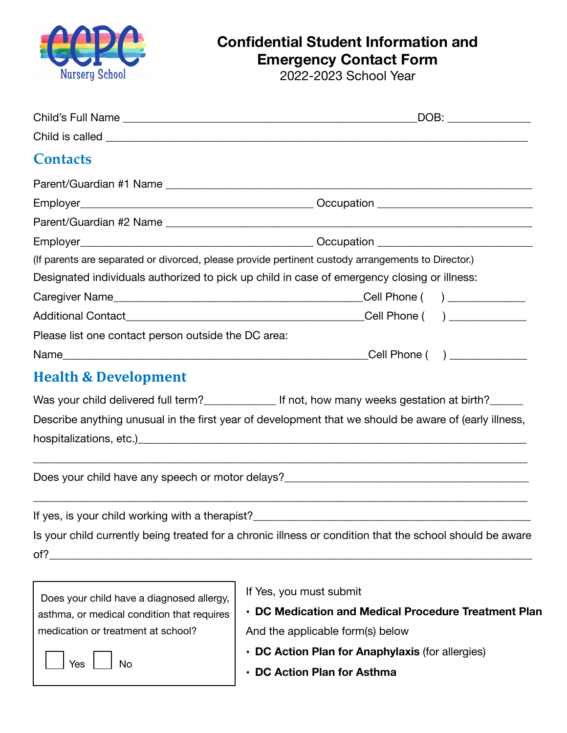CCPC Nursery School

# Confidential Student Information and Emergency Contact Form

2022-2023 School Year

Child's Full Name ______________________________________________DOB: ____________

Child is called ____________________________________________________________

## Contacts

Parent/Guardian #1 Name ______________________________________________________

Employer__________________________________ Occupation _____________________

Parent/Guardian #2 Name ______________________________________________________

Employer__________________________________ Occupation _____________________

(If parents are separated or divorced, please provide pertinent custody arrangements to Director.)

Designated individuals authorized to pick up child in case of emergency closing or illness:

Caregiver Name____________________________________Cell Phone (     ) ____________

Additional Contact__________________________________Cell Phone (     ) ____________

Please list one contact person outside the DC area:

Name_____________________________________________Cell Phone (     ) ____________

## Health & Development

Was your child delivered full term?___________ If not, how many weeks gestation at birth?_____

Describe anything unusual in the first year of development that we should be aware of (early illness, hospitalizations, etc.)______________________________________________________

__________________________________________________________________________

Does your child have any speech or motor delays?___________________________________

__________________________________________________________________________

If yes, is your child working with a therapist?_______________________________________

Is your child currently being treated for a chronic illness or condition that the school should be aware of?_______________________________________________________________________

Does your child have a diagnosed allergy, asthma, or medical condition that requires medication or treatment at school?

☐ Yes ☐ No

If Yes, you must submit

- **DC Medication and Medical Procedure Treatment Plan**

And the applicable form(s) below

- **DC Action Plan for Anaphylaxis** (for allergies)
- **DC Action Plan for Asthma**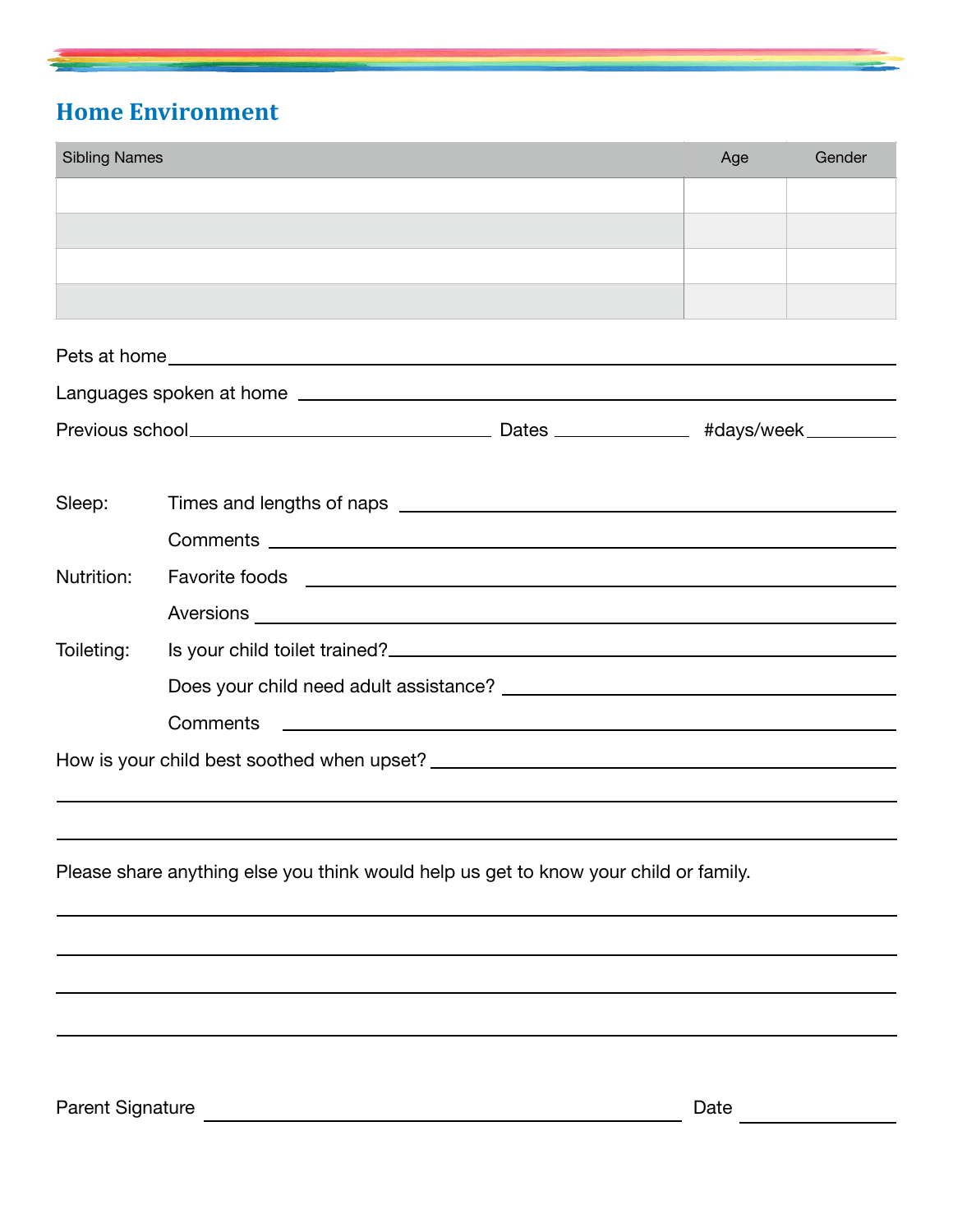## Home Environment

| Sibling Names | Age | Gender |
| --- | --- | --- |
| | | |
| | | |
| | | |
| | | |

Pets at home ______________________________

Languages spoken at home ______________________________

Previous school ______________ Dates ______________ #days/week ______________

Sleep: Times and lengths of naps ______________________________

Comments ______________________________

Nutrition: Favorite foods ______________________________

Aversions ______________________________

Toileting: Is your child toilet trained? ______________________________

Does your child need adult assistance? ______________________________

Comments ______________________________

How is your child best soothed when upset? ______________________________

______________________________

______________________________

Please share anything else you think would help us get to know your child or family.

______________________________

______________________________

______________________________

______________________________

Parent Signature ______________________________ Date ______________